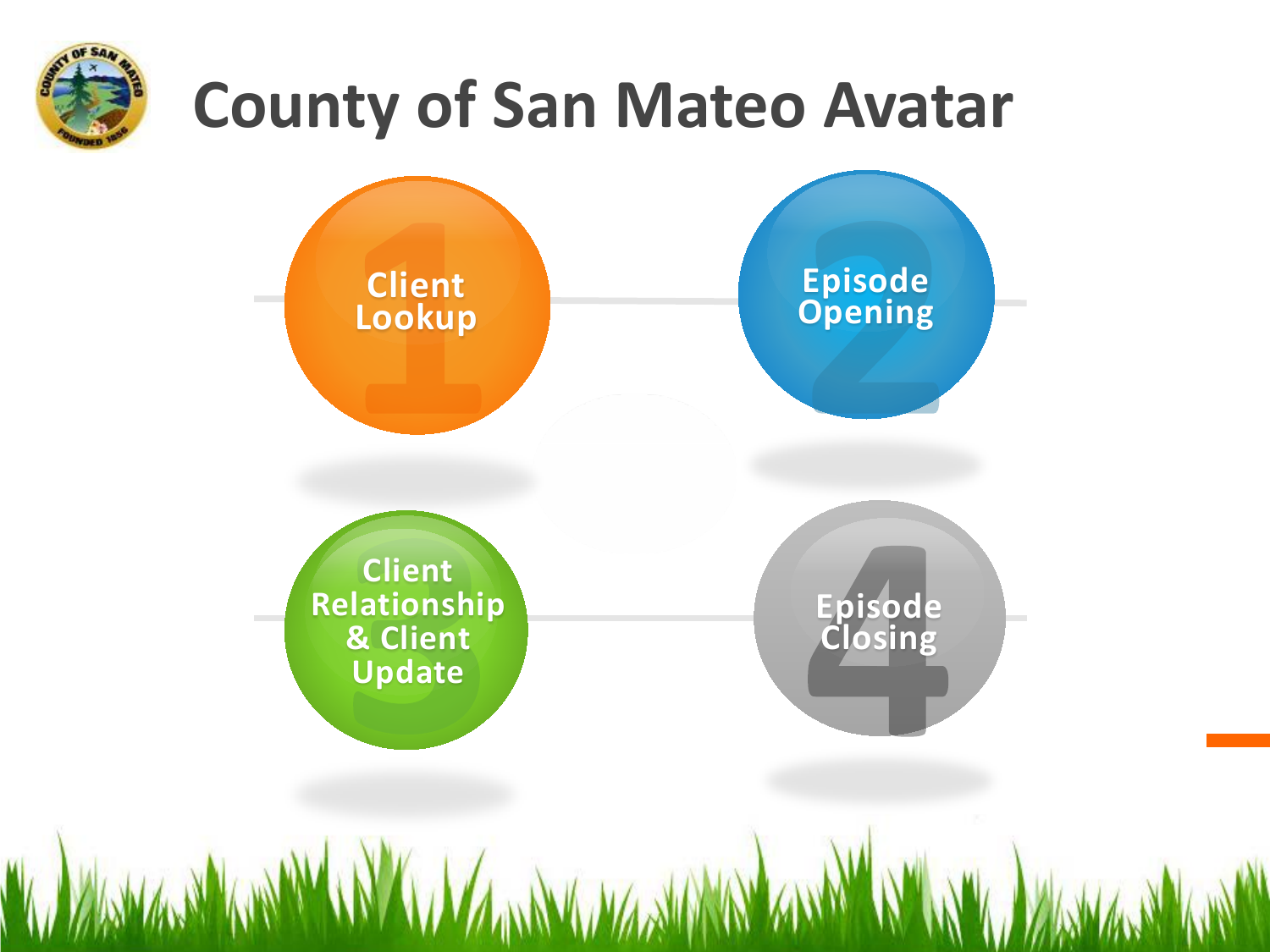# County of San Mateo Avatar

1. Client Lookup
2. Episode Opening
3. Client Relationship & Client Update
4. Episode Closing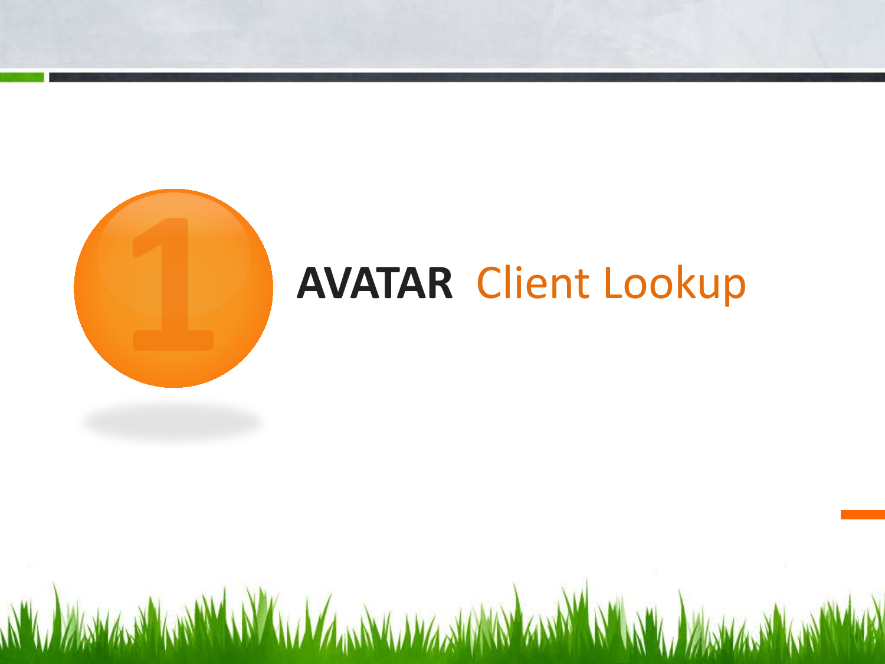# 1 AVATAR Client Lookup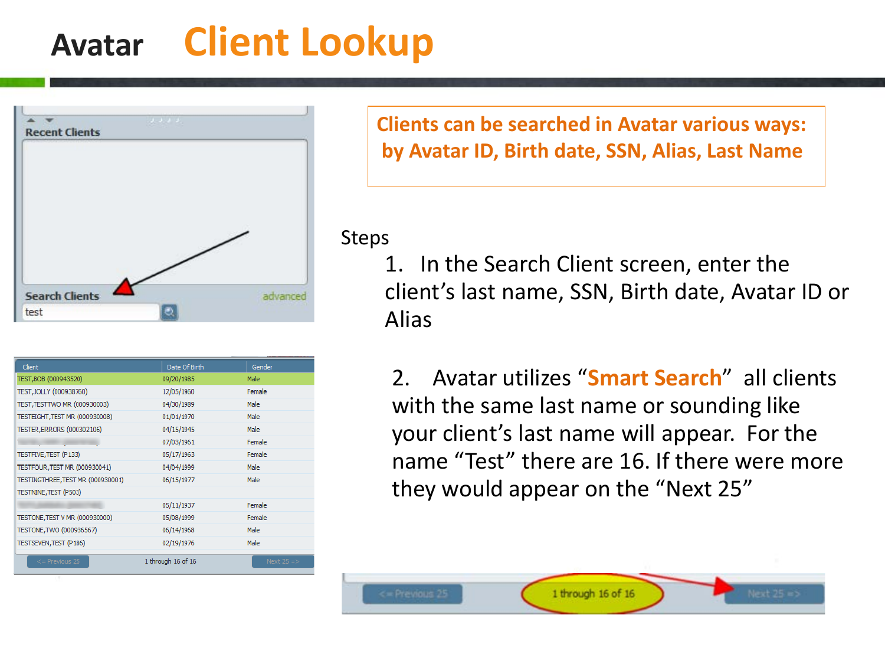# Avatar Client Lookup

**Clients can be searched in Avatar various ways: by Avatar ID, Birth date, SSN, Alias, Last Name**

Recent Clients

Search Clients

advanced

test

| Client | Date Of Birth | Gender |
|---|---|---|
| TEST,BOB (000943520) | 09/20/1985 | Male |
| TEST,JOLLY (000938760) | 12/05/1960 | Female |
| TEST,TESTTWO MR (000930003) | 04/30/1989 | Male |
| TESTEIGHT,TEST MR (000930008) | 01/01/1970 | Male |
| TESTER,ERRORS (000302106) | 04/15/1945 | Male |
| | 07/03/1961 | Female |
| TESTFIVE,TEST (P133) | 05/17/1963 | Female |
| TESTFOUR,TEST MR (000930041) | 04/04/1999 | Male |
| TESTINGTHREE,TEST MR (000930001) | 06/15/1977 | Male |
| TESTNINE,TEST (P503) | | |
| | 05/11/1937 | Female |
| TESTONE,TEST V MR (000930000) | 05/08/1999 | Female |
| TESTONE,TWO (000936567) | 06/14/1968 | Male |
| TESTSEVEN,TEST (P186) | 02/19/1976 | Male |

<= Previous 25 &nbsp;&nbsp; 1 through 16 of 16 &nbsp;&nbsp; Next 25 =>

Steps

1. In the Search Client screen, enter the client's last name, SSN, Birth date, Avatar ID or Alias

2. Avatar utilizes "**Smart Search**" all clients with the same last name or sounding like your client's last name will appear. For the name "Test" there are 16. If there were more they would appear on the "Next 25"

<= Previous 25 &nbsp;&nbsp; 1 through 16 of 16 &nbsp;&nbsp; Next 25 =>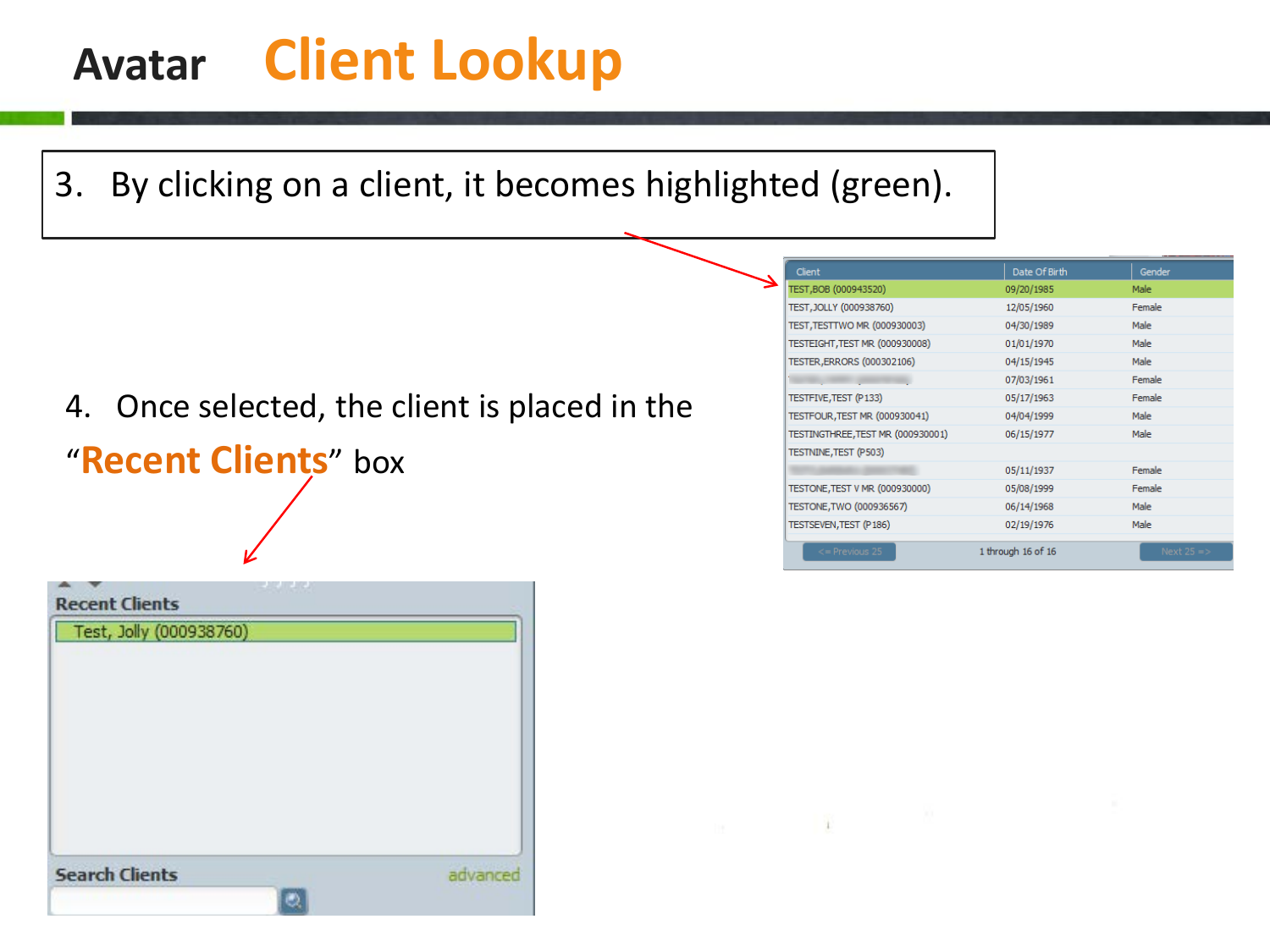# Avatar Client Lookup

3. By clicking on a client, it becomes highlighted (green).

| Client | Date Of Birth | Gender |
|---|---|---|
| TEST,BOB (000943520) | 09/20/1985 | Male |
| TEST,JOLLY (000938760) | 12/05/1960 | Female |
| TEST,TESTTWO MR (000930003) | 04/30/1989 | Male |
| TESTEIGHT,TEST MR (000930008) | 01/01/1970 | Male |
| TESTER,ERRORS (000302106) | 04/15/1945 | Male |
| | 07/03/1961 | Female |
| TESTFIVE,TEST (P133) | 05/17/1963 | Female |
| TESTFOUR,TEST MR (000930041) | 04/04/1999 | Male |
| TESTINGTHREE,TEST MR (000930001) | 06/15/1977 | Male |
| TESTNINE,TEST (P503) | | |
| | 05/11/1937 | Female |
| TESTONE,TEST V MR (000930000) | 05/08/1999 | Female |
| TESTONE,TWO (000936567) | 06/14/1968 | Male |
| TESTSEVEN,TEST (P186) | 02/19/1976 | Male |

<= Previous 25 1 through 16 of 16 Next 25 =>

4. Once selected, the client is placed in the "**Recent Clients**" box

**Recent Clients**

Test, Jolly (000938760)

**Search Clients** advanced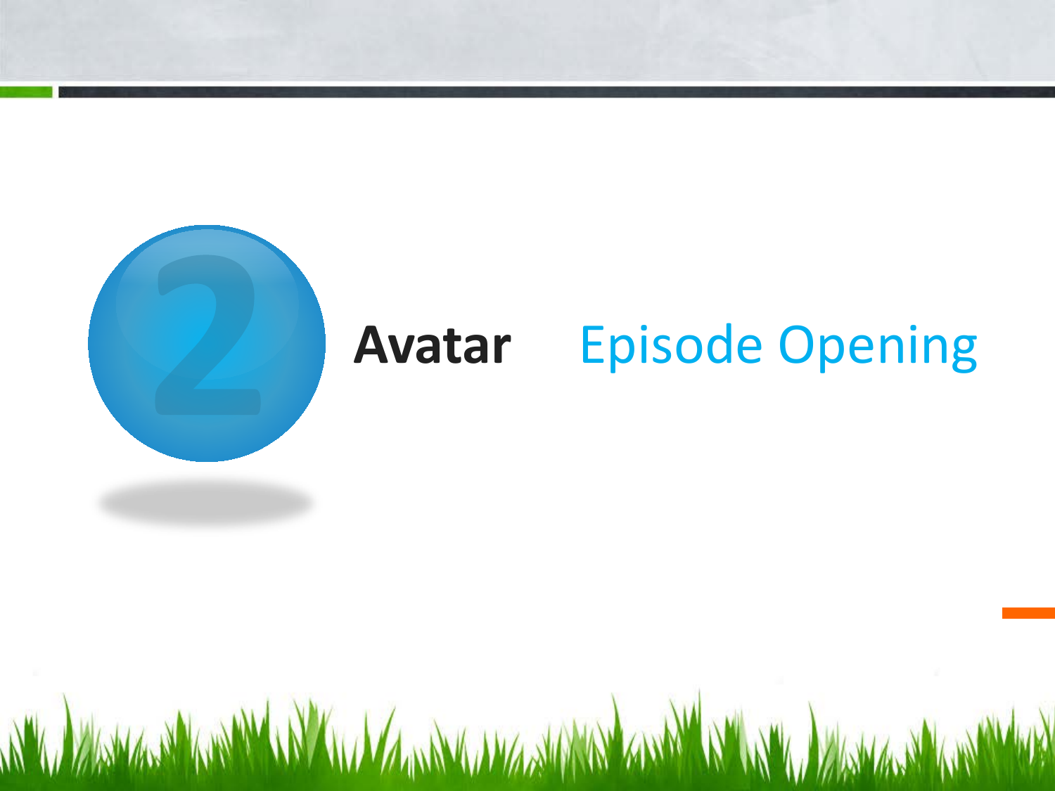# 2 Avatar Episode Opening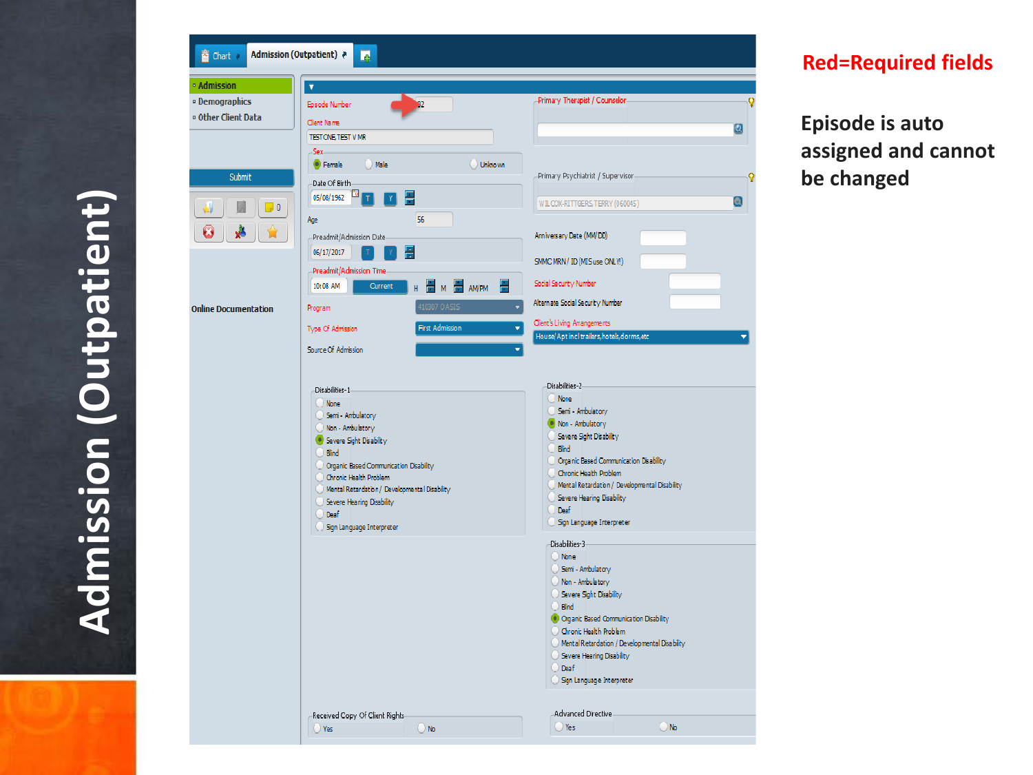# Admission (Outpatient)

**Red=Required fields**

**Episode is auto assigned and cannot be changed**

Chart | Admission (Outpatient)

- Admission
- Demographics
- Other Client Data

Submit

Online Documentation

Episode Number: 2

Client Name: TESTONE,TEST V MR

Sex: Female / Male / Unknown

Date Of Birth: 05/08/1962

Age: 56

Preadmit/Admission Date: 06/17/2017

Preadmit/Admission Time: 10:08 AM — Current — H M AM/PM

Program: 410307 OASIS

Type Of Admission: First Admission

Source Of Admission:

Primary Therapist / Counselor:

Primary Psychiatrist / Supervisor: WILCOX-RITTGERS,TERRY (060045)

Anniversary Date (MM/DD)

SMMC MRN / ID (MIS use ONLY)

Social Security Number

Alternate Social Security Number

Client's Living Arrangements: House/ Apt incl trailers,hotels,dorms,etc

Disabilities-1:
- None
- Semi - Ambulatory
- Non - Ambulatory
- Severe Sight Disability (selected)
- Blind
- Organic Based Communication Disability
- Chronic Health Problem
- Mental Retardation / Developmental Disability
- Severe Hearing Disability
- Deaf
- Sign Language Interpreter

Disabilities-2:
- None
- Semi - Ambulatory
- Non - Ambulatory (selected)
- Severe Sight Disability
- Blind
- Organic Based Communication Disability
- Chronic Health Problem
- Mental Retardation / Developmental Disability
- Severe Hearing Disability
- Deaf
- Sign Language Interpreter

Disabilities-3:
- None
- Semi - Ambulatory
- Non - Ambulatory
- Severe Sight Disability
- Blind
- Organic Based Communication Disability (selected)
- Chronic Health Problem
- Mental Retardation / Developmental Disability
- Severe Hearing Disability
- Deaf
- Sign Language Interpreter

Received Copy Of Client Rights: Yes / No

Advanced Directive: Yes / No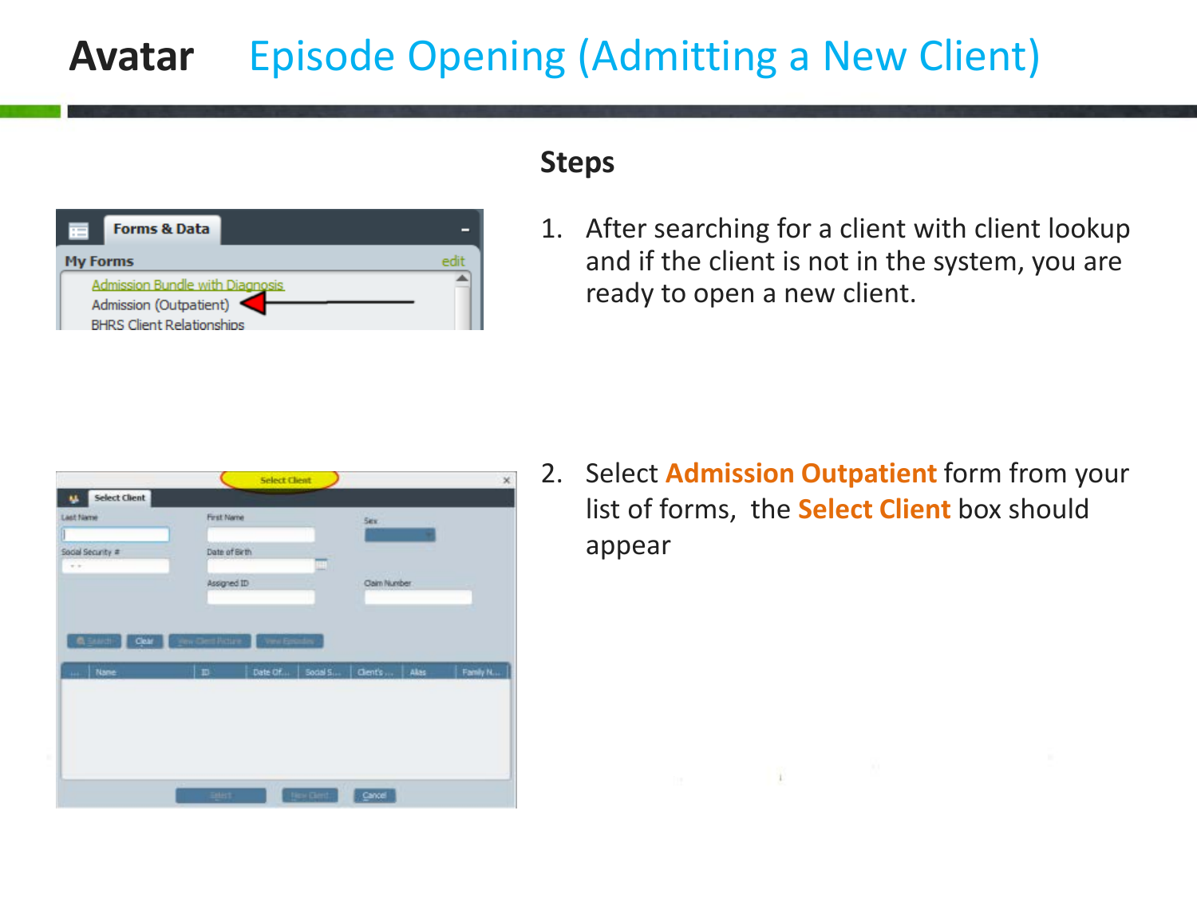# Avatar Episode Opening (Admitting a New Client)

## Steps

1. After searching for a client with client lookup and if the client is not in the system, you are ready to open a new client.

2. Select **Admission Outpatient** form from your list of forms, the **Select Client** box should appear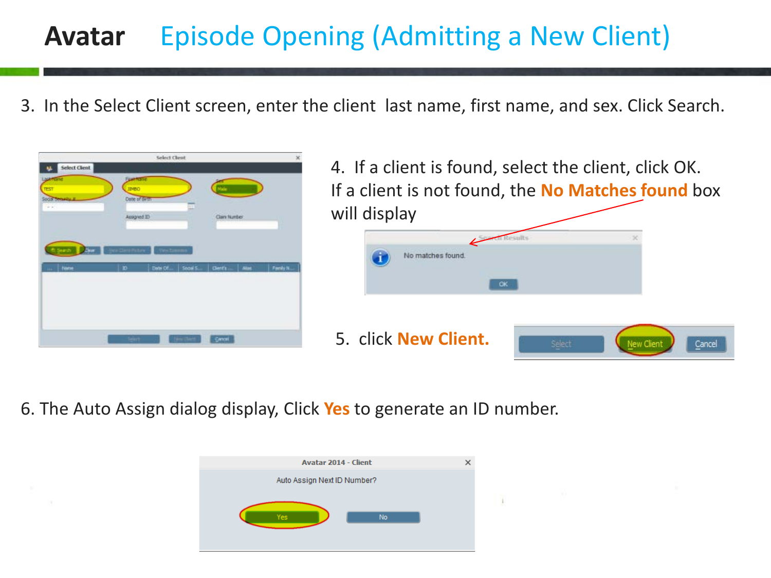# Avatar Episode Opening (Admitting a New Client)

3. In the Select Client screen, enter the client last name, first name, and sex. Click Search.

4. If a client is found, select the client, click OK. If a client is not found, the **No Matches found** box will display

5. click **New Client.**

6. The Auto Assign dialog display, Click **Yes** to generate an ID number.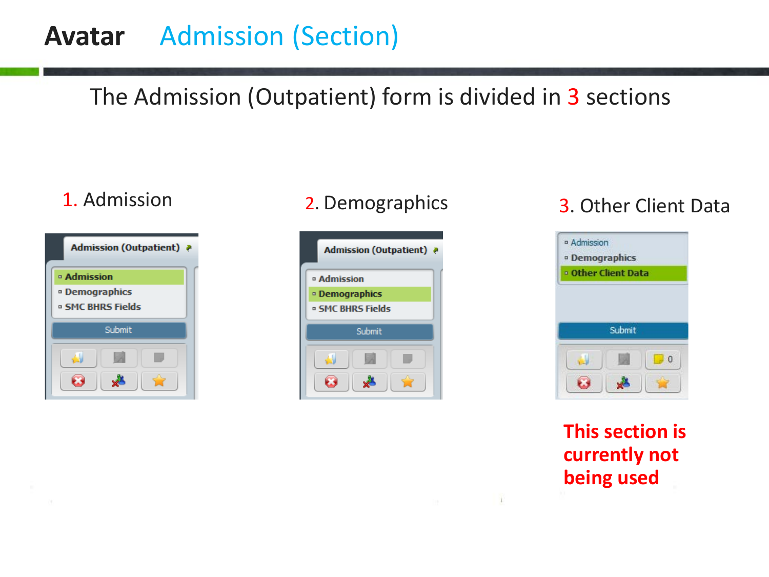# Avatar Admission (Section)

The Admission (Outpatient) form is divided in 3 sections

1. Admission

2. Demographics

3. Other Client Data

**This section is currently not being used**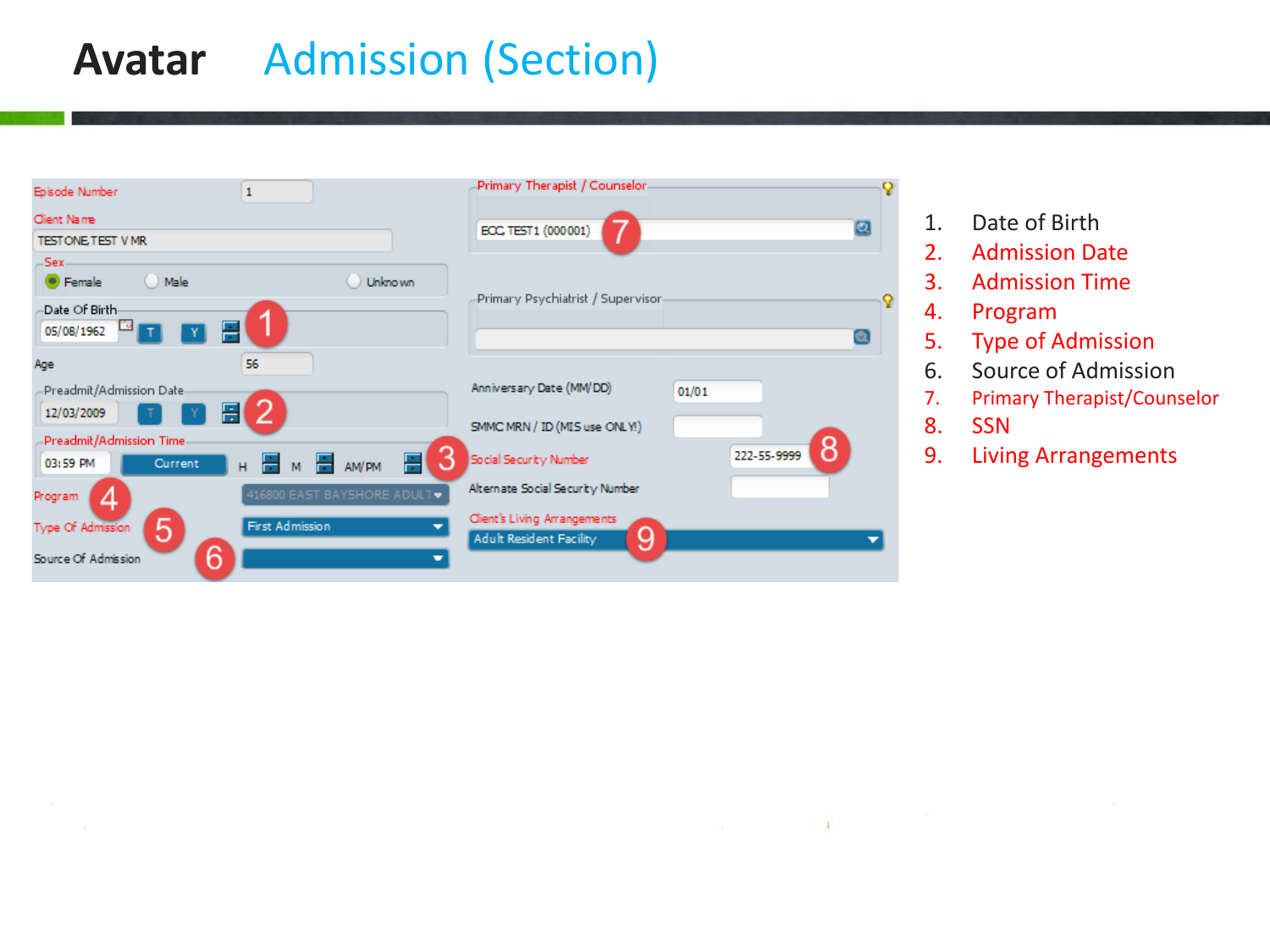# Avatar Admission (Section)

Episode Number: 1

Client Name: TESTONE,TEST V MR

Sex: Female / Male / Unknown

Date Of Birth: 05/08/1962 (1)

Age: 56

Preadmit/Admission Date: 12/03/2009 (2)

Preadmit/Admission Time: 03:59 PM (3)

Program (4): 416800 EAST BAYSHORE ADULT

Type Of Admission (5): First Admission

Source Of Admission (6)

Primary Therapist / Counselor: EOC, TEST1 (000001) (7)

Primary Psychiatrist / Supervisor

Anniversary Date (MM/DD): 01/01

SMMC MRN / ID (MIS use ONLY!)

Social Security Number: 222-55-9999 (8)

Alternate Social Security Number

Client's Living Arrangements: Adult Resident Facility (9)

1. Date of Birth
2. Admission Date
3. Admission Time
4. Program
5. Type of Admission
6. Source of Admission
7. Primary Therapist/Counselor
8. SSN
9. Living Arrangements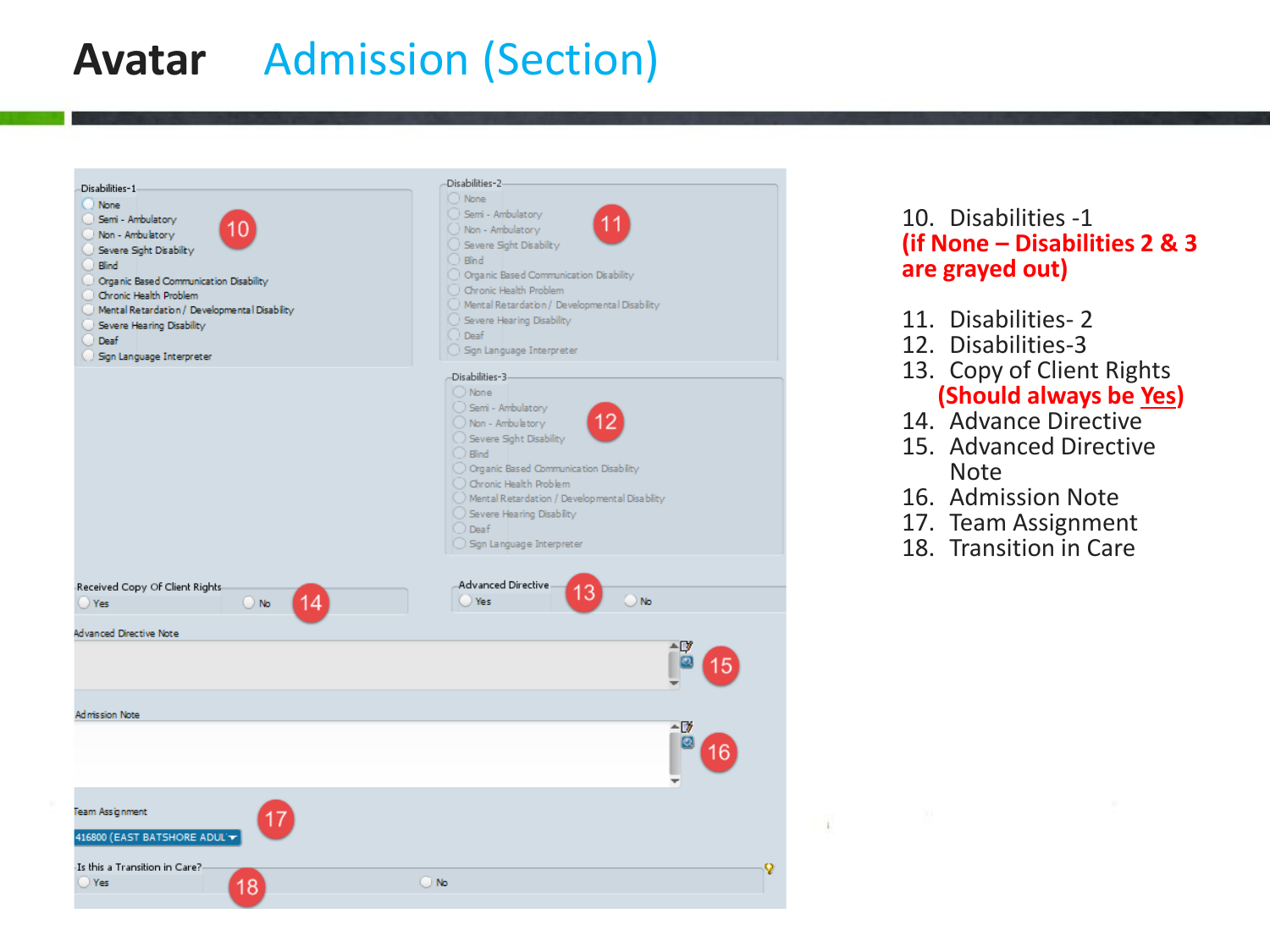# Avatar Admission (Section)

Disabilities-1
- None
- Semi - Ambulatory
- Non - Ambulatory
- Severe Sight Disabilty
- Blind
- Organic Based Communication Disability
- Chronic Health Problem
- Mental Retardation / Developmental Disability
- Severe Hearing Disability
- Deaf
- Sign Language Interpreter

Disabilities-2
- None
- Semi - Ambulatory
- Non - Ambulatory
- Severe Sight Disabilty
- Blind
- Organic Based Communication Disability
- Chronic Health Problem
- Mental Retardation / Developmental Disability
- Severe Hearing Disability
- Deaf
- Sign Language Interpreter

Disabilities-3
- None
- Semi - Ambulatory
- Non - Ambulatory
- Severe Sight Disability
- Blind
- Organic Based Communication Disability
- Chronic Health Problem
- Mental Retardation / Developmental Disability
- Severe Hearing Disability
- Deaf
- Sign Language Interpreter

Received Copy Of Client Rights: Yes / No

Advanced Directive: Yes / No

Advanced Directive Note

Admission Note

Team Assignment: 416800 (EAST BATSHORE ADUL

Is this a Transition in Care?: Yes / No

10. Disabilities -1
    **(if None – Disabilities 2 & 3 are grayed out)**
11. Disabilities- 2
12. Disabilities-3
13. Copy of Client Rights
    **(Should always be Yes)**
14. Advance Directive
15. Advanced Directive Note
16. Admission Note
17. Team Assignment
18. Transition in Care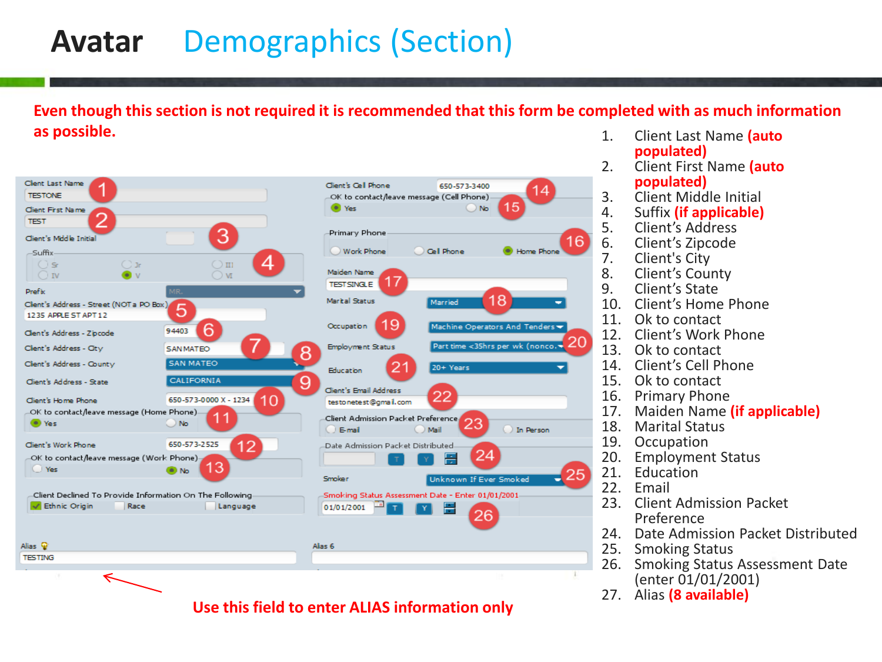# Avatar Demographics (Section)

**Even though this section is not required it is recommended that this form be completed with as much information as possible.**

1. Client Last Name **(auto populated)**
2. Client First Name **(auto populated)**
3. Client Middle Initial
4. Suffix **(if applicable)**
5. Client's Address
6. Client's Zipcode
7. Client's City
8. Client's County
9. Client's State
10. Client's Home Phone
11. Ok to contact
12. Client's Work Phone
13. Ok to contact
14. Client's Cell Phone
15. Ok to contact
16. Primary Phone
17. Maiden Name **(if applicable)**
18. Marital Status
19. Occupation
20. Employment Status
21. Education
22. Email
23. Client Admission Packet Preference
24. Date Admission Packet Distributed
25. Smoking Status
26. Smoking Status Assessment Date (enter 01/01/2001)
27. Alias **(8 available)**

**Use this field to enter ALIAS information only**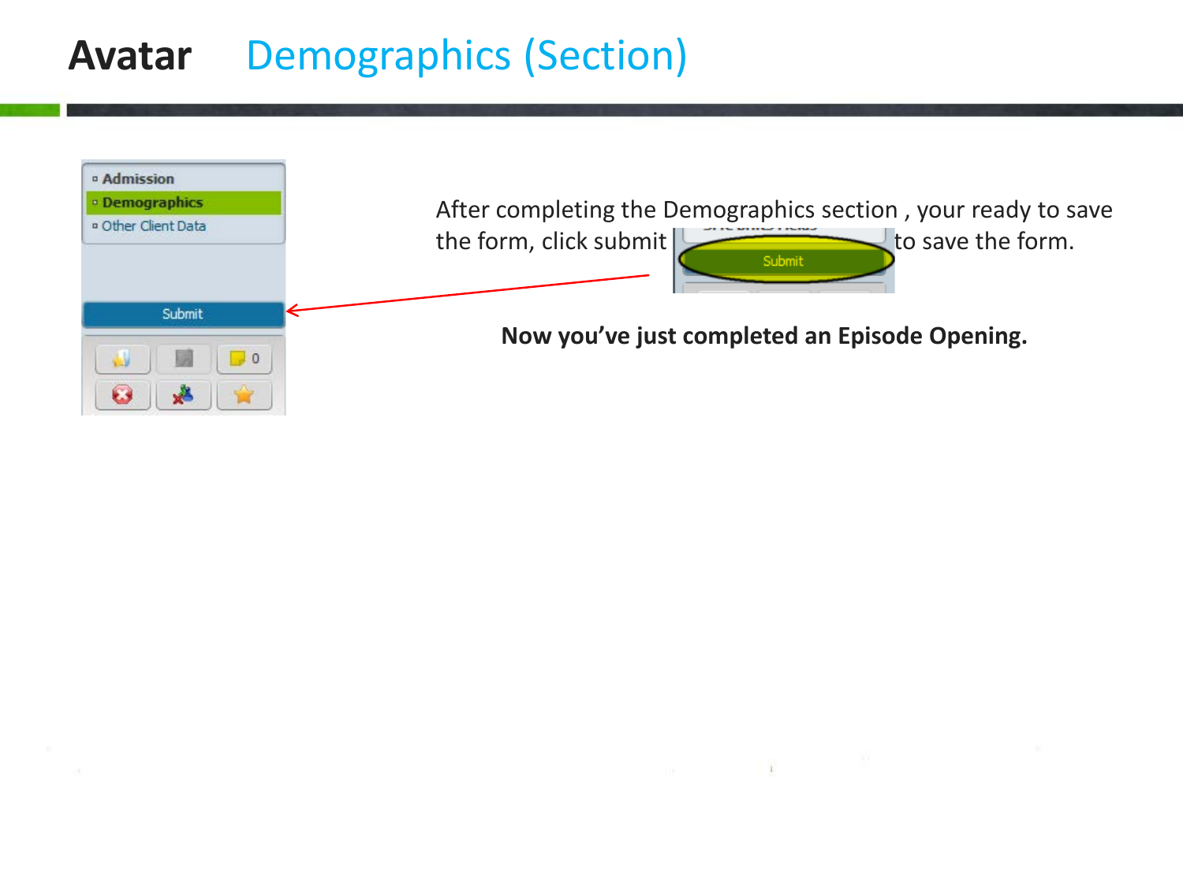# Avatar Demographics (Section)

After completing the Demographics section , your ready to save the form, click submit to save the form.

**Now you've just completed an Episode Opening.**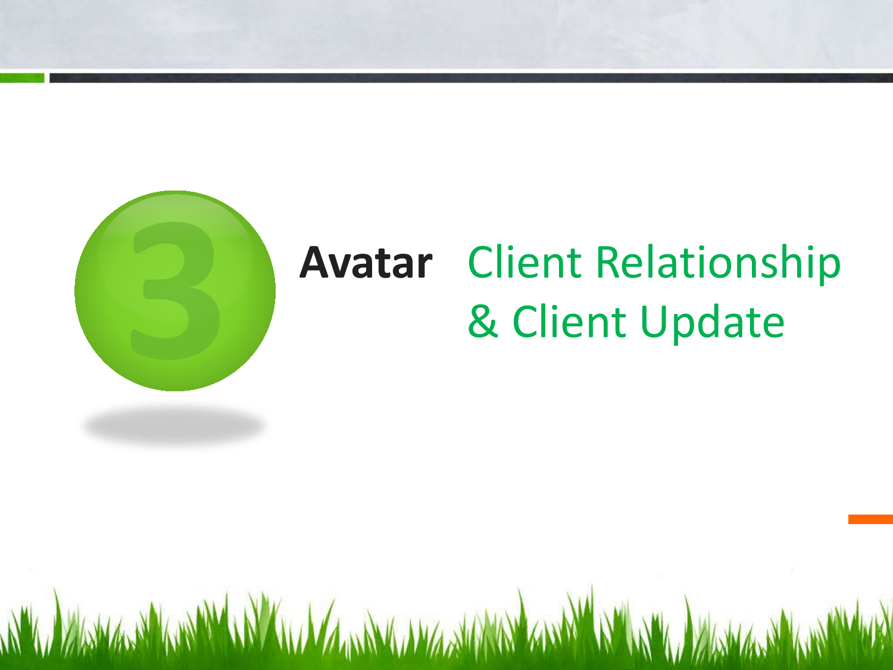# 3 Avatar Client Relationship & Client Update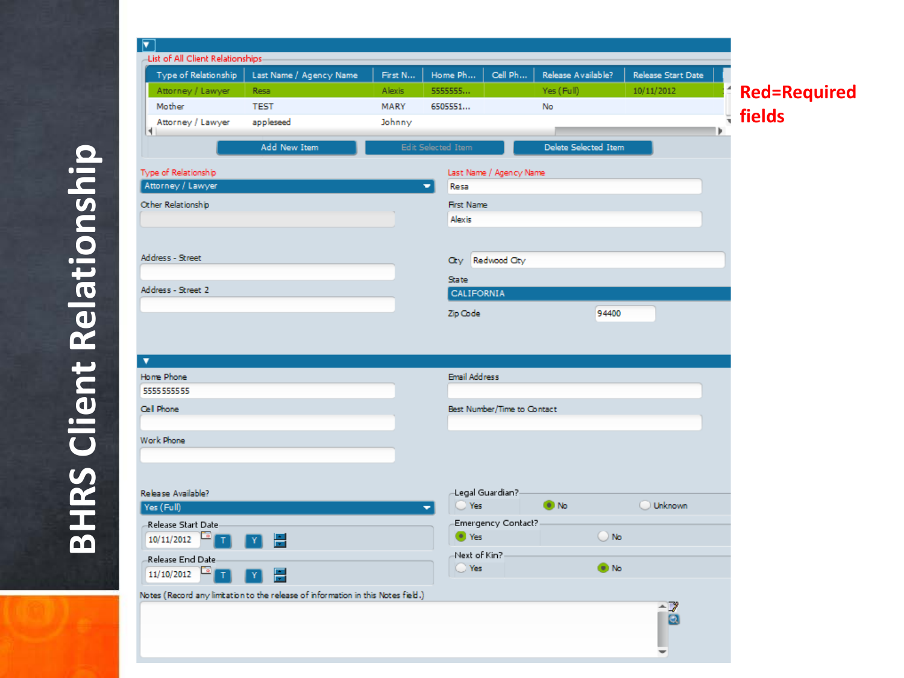# BHRS Client Relationship

Red=Required fields

List of All Client Relationships

| Type of Relationship | Last Name / Agency Name | First N... | Home Ph... | Cell Ph... | Release Available? | Release Start Date |
|---|---|---|---|---|---|---|
| Attorney / Lawyer | Resa | Alexis | 5555555... | | Yes (Full) | 10/11/2012 |
| Mother | TEST | MARY | 6505551... | | No | |
| Attorney / Lawyer | appleseed | Johnny | | | | |

Add New Item | Edit Selected Item | Delete Selected Item

Type of Relationship: Attorney / Lawyer

Other Relationship:

Address - Street:

Address - Street 2:

Last Name / Agency Name: Resa

First Name: Alexis

City: Redwood City

State: CALIFORNIA

Zip Code: 94400

Home Phone: 5555555555

Cell Phone:

Work Phone:

Email Address:

Best Number/Time to Contact:

Release Available?: Yes (Full)

Release Start Date: 10/11/2012

Release End Date: 11/10/2012

Legal Guardian?: Yes / No / Unknown

Emergency Contact?: Yes / No

Next of Kin?: Yes / No

Notes (Record any limitation to the release of information in this Notes field.)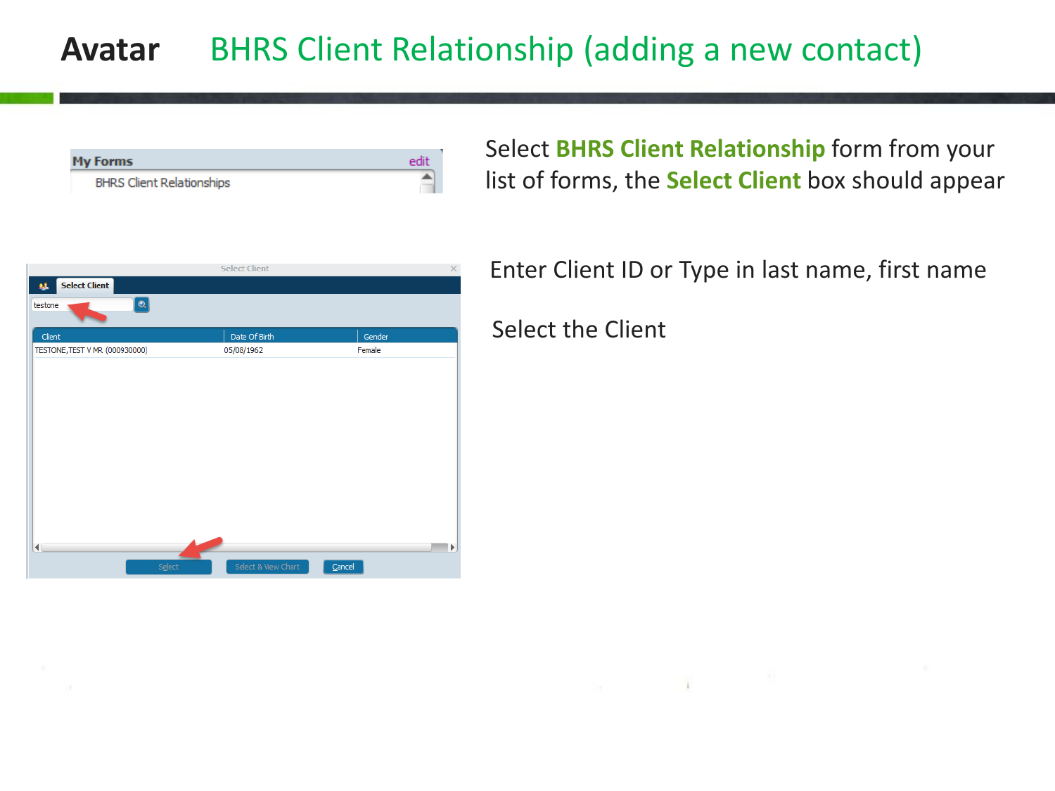# Avatar BHRS Client Relationship (adding a new contact)

My Forms edit

BHRS Client Relationships

Select **BHRS Client Relationship** form from your list of forms, the **Select Client** box should appear

Select Client

testone

| Client | Date Of Birth | Gender |
|---|---|---|
| TESTONE,TEST V MR (000930000) | 05/08/1962 | Female |

Select | Select & View Chart | Cancel

Enter Client ID or Type in last name, first name

Select the Client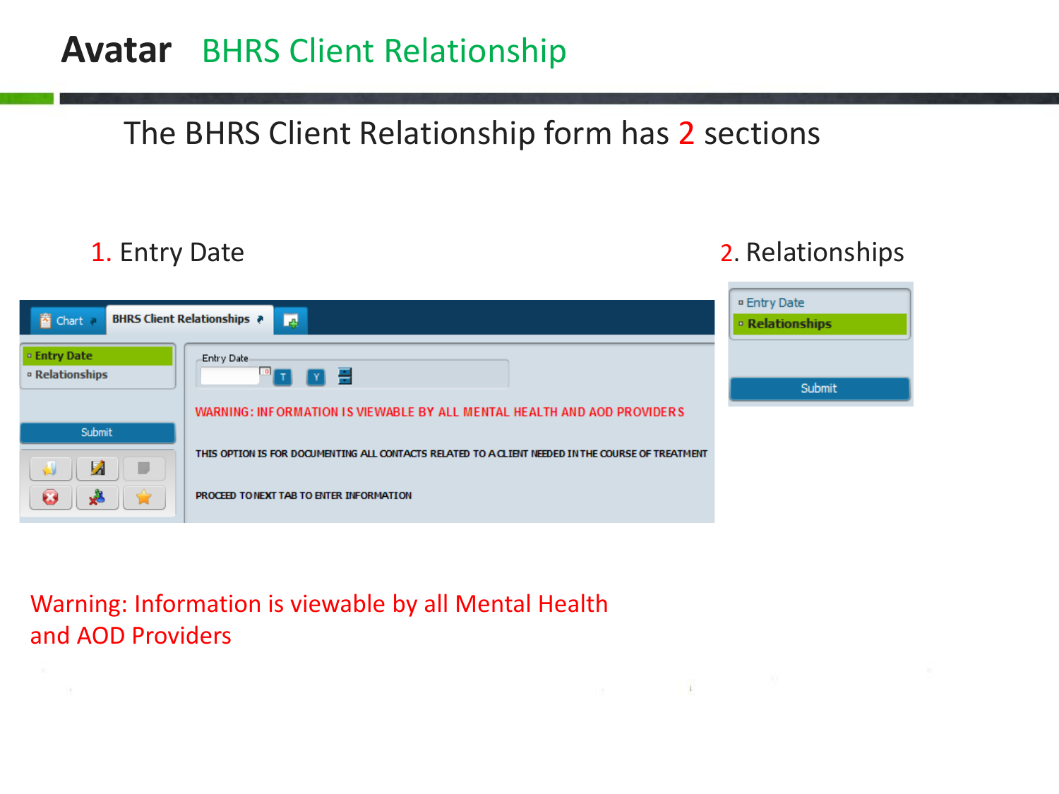# Avatar BHRS Client Relationship

The BHRS Client Relationship form has 2 sections

1. Entry Date

2. Relationships

Chart | BHRS Client Relationships

- Entry Date
- Relationships

Submit

Entry Date

T Y

WARNING: INFORMATION IS VIEWABLE BY ALL MENTAL HEALTH AND AOD PROVIDERS

THIS OPTION IS FOR DOCUMENTING ALL CONTACTS RELATED TO A CLIENT NEEDED IN THE COURSE OF TREATMENT

PROCEED TO NEXT TAB TO ENTER INFORMATION

- Entry Date
- Relationships

Submit

Warning: Information is viewable by all Mental Health and AOD Providers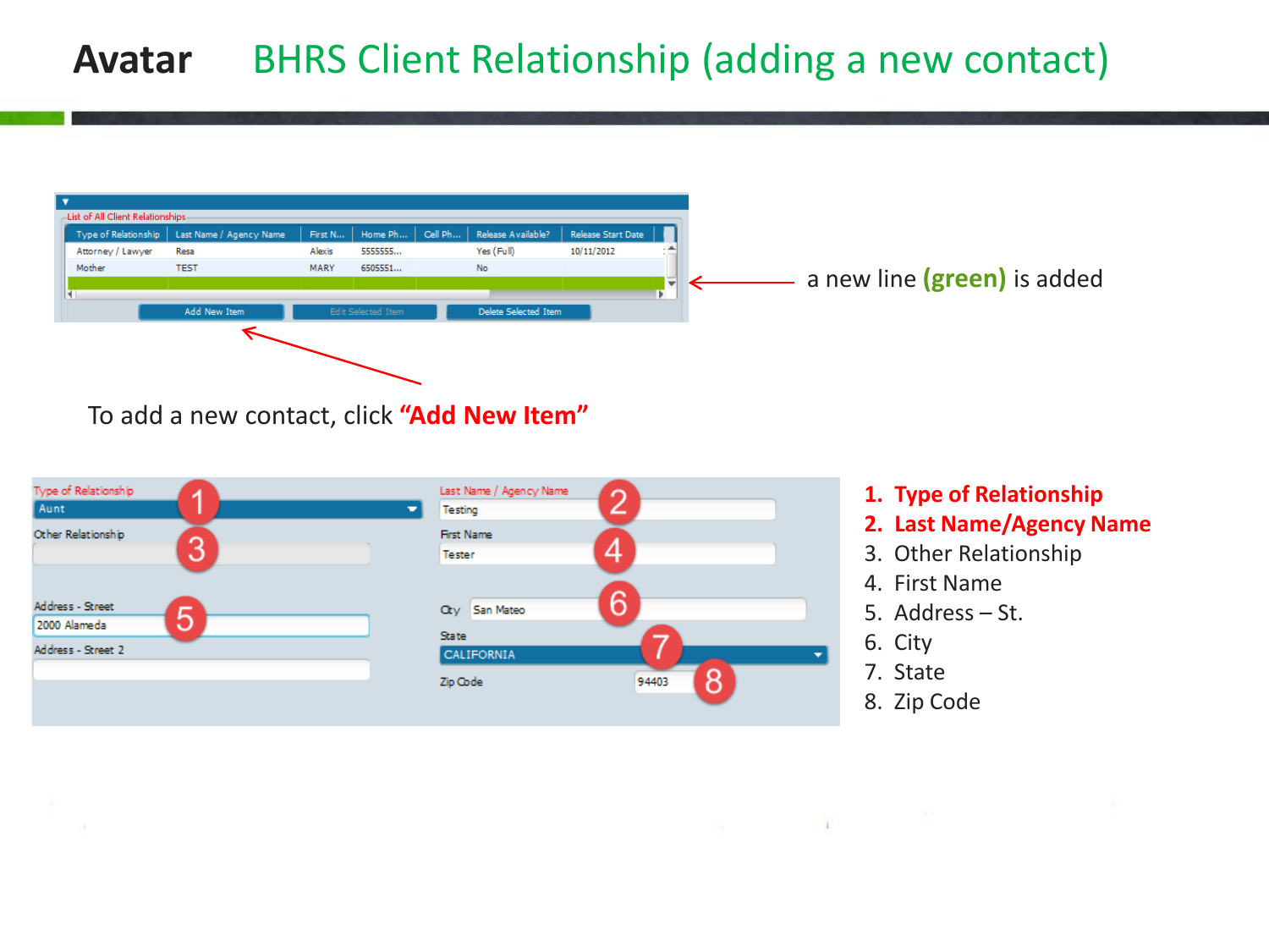# Avatar BHRS Client Relationship (adding a new contact)

a new line **(green)** is added

To add a new contact, click **"Add New Item"**

1. **Type of Relationship**
2. **Last Name/Agency Name**
3. Other Relationship
4. First Name
5. Address – St.
6. City
7. State
8. Zip Code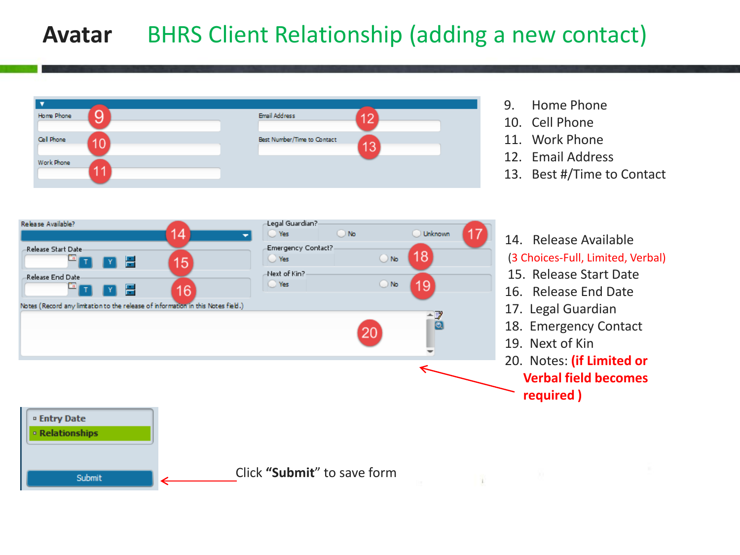# Avatar BHRS Client Relationship (adding a new contact)

9. Home Phone
10. Cell Phone
11. Work Phone
12. Email Address
13. Best #/Time to Contact

14. Release Available
    (3 Choices-Full, Limited, Verbal)
15. Release Start Date
16. Release End Date
17. Legal Guardian
18. Emergency Contact
19. Next of Kin
20. Notes: **(if Limited or Verbal field becomes required )**

Click **"Submit"** to save form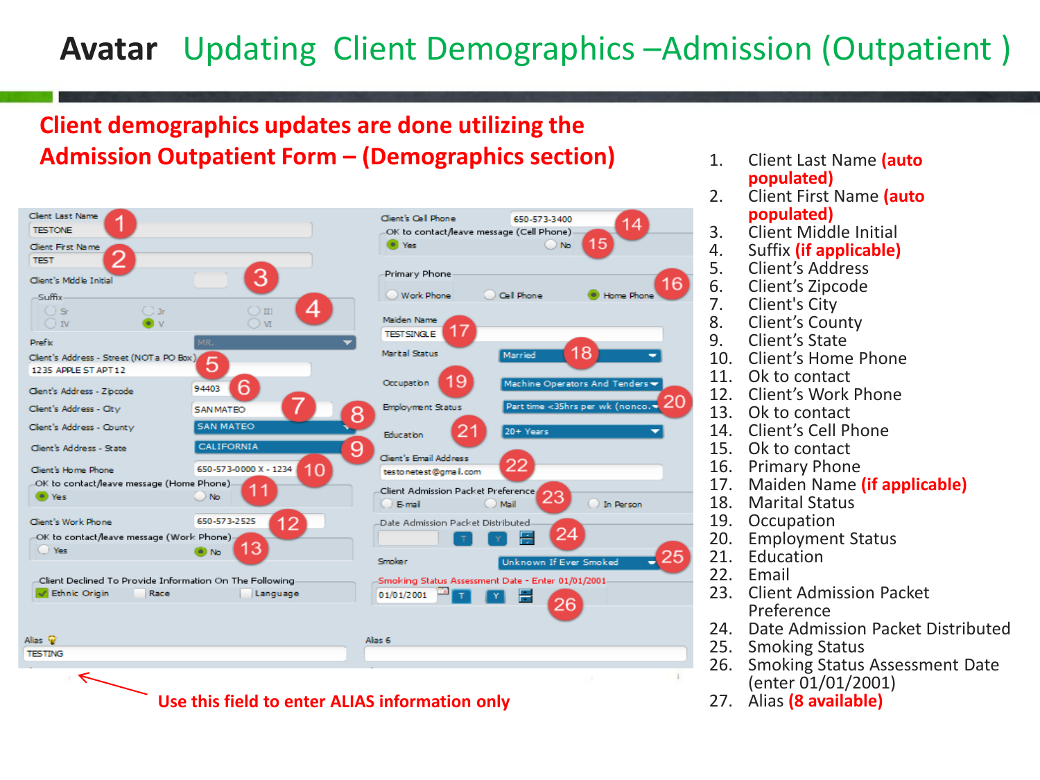# Avatar Updating Client Demographics –Admission (Outpatient )

**Client demographics updates are done utilizing the Admission Outpatient Form – (Demographics section)**

Client Last Name TESTONE 1

Client First Name TEST 2

Client's Middle Initial 3

Suffix 4 Sr Jr III IV V VI

Prefix MR.

Client's Address - Street (NOT a PO Box) 1235 APPLE ST APT 12 5

Client's Address - Zipcode 94403 6

Client's Address - City SAN MATEO 7

Client's Address - County SAN MATEO 8

Client's Address - State CALIFORNIA 9

Client's Home Phone 650-573-0000 X - 1234 10

OK to contact/leave message (Home Phone) Yes No 11

Client's Work Phone 650-573-2525 12

OK to contact/leave message (Work Phone) Yes No 13

Client Declined To Provide Information On The Following: Ethnic Origin, Race, Language

Client's Cell Phone 650-573-3400 14

OK to contact/leave message (Cell Phone) Yes No 15

Primary Phone: Work Phone, Cell Phone, Home Phone 16

Maiden Name TESTSINGLE 17

Marital Status Married 18

Occupation Machine Operators And Tenders 19

Employment Status Part time <35hrs per wk (nonco. 20

Education 20+ Years 21

Client's Email Address testonetest@gmail.com 22

Client Admission Packet Preference: E-mail, Mail, In Person 23

Date Admission Packet Distributed 24

Smoker Unknown If Ever Smoked 25

Smoking Status Assessment Date - Enter 01/01/2001: 01/01/2001 26

Alias TESTING

Alias 6

**Use this field to enter ALIAS information only**

1. Client Last Name **(auto populated)**
2. Client First Name **(auto populated)**
3. Client Middle Initial
4. Suffix **(if applicable)**
5. Client's Address
6. Client's Zipcode
7. Client's City
8. Client's County
9. Client's State
10. Client's Home Phone
11. Ok to contact
12. Client's Work Phone
13. Ok to contact
14. Client's Cell Phone
15. Ok to contact
16. Primary Phone
17. Maiden Name **(if applicable)**
18. Marital Status
19. Occupation
20. Employment Status
21. Education
22. Email
23. Client Admission Packet Preference
24. Date Admission Packet Distributed
25. Smoking Status
26. Smoking Status Assessment Date (enter 01/01/2001)
27. Alias **(8 available)**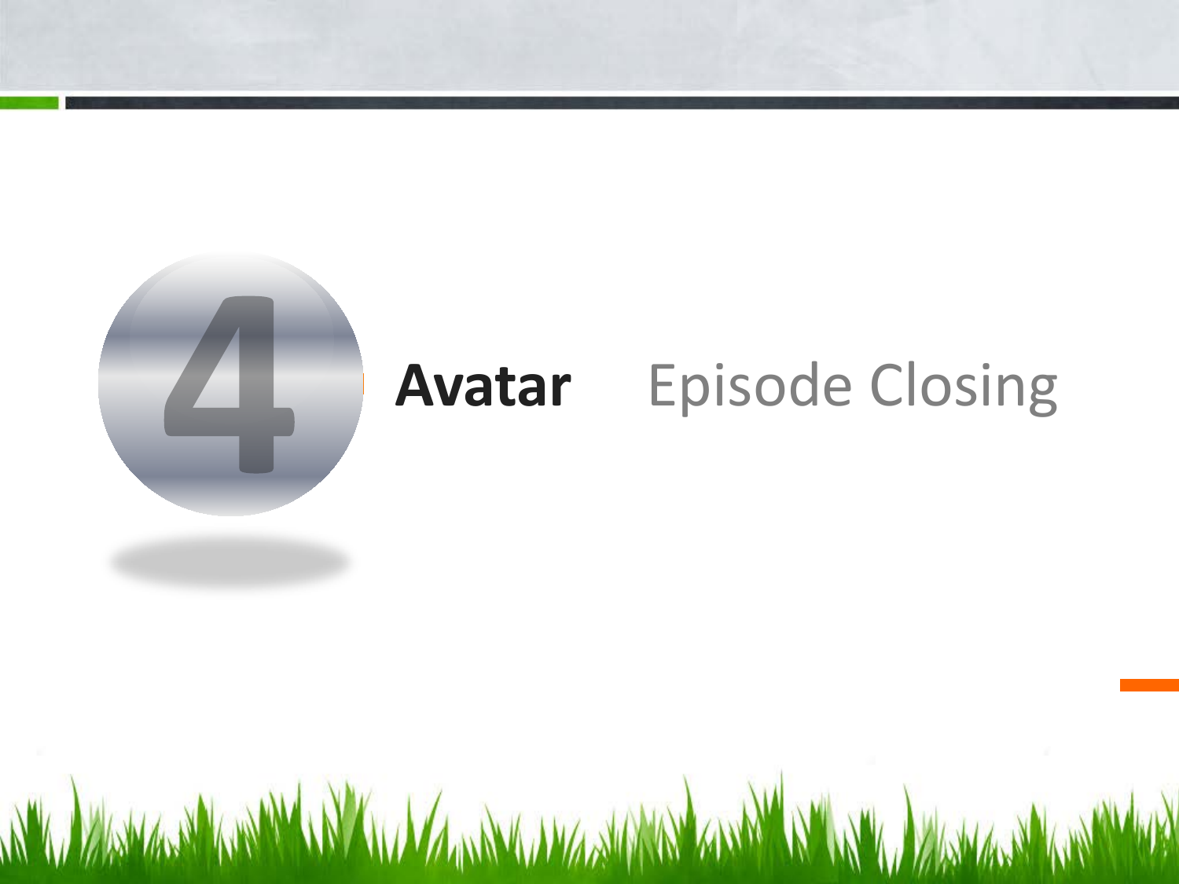# 4 Avatar Episode Closing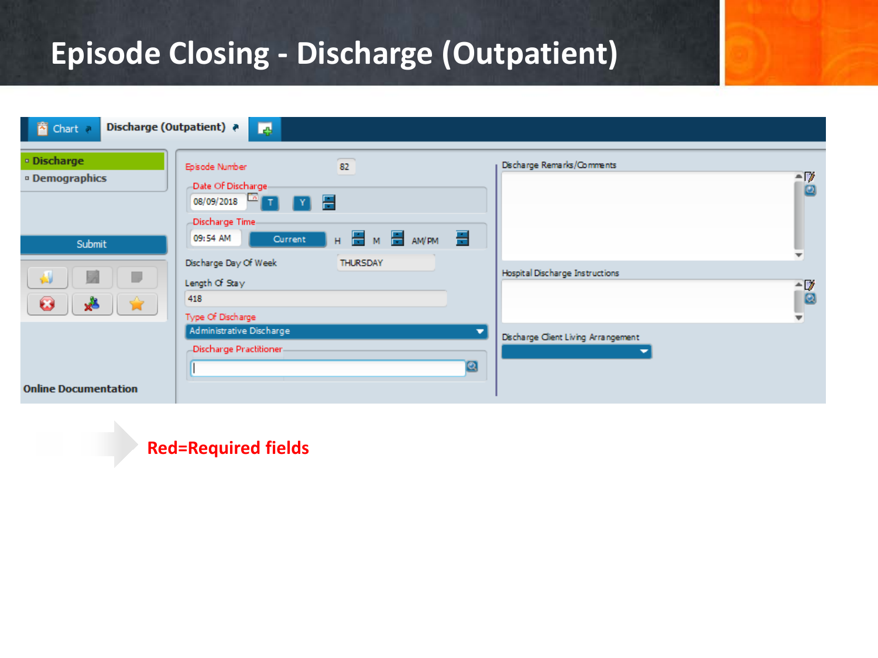# Episode Closing - Discharge (Outpatient)

Chart | Discharge (Outpatient)

- Discharge
- Demographics

Submit

Online Documentation

Episode Number: 82

Date Of Discharge: 08/09/2018 T Y

Discharge Time: 09:54 AM Current H M AM/PM

Discharge Day Of Week: THURSDAY

Length Of Stay: 418

Type Of Discharge: Administrative Discharge

Discharge Practitioner:

Discharge Remarks/Comments

Hospital Discharge Instructions

Discharge Client Living Arrangement

**Red=Required fields**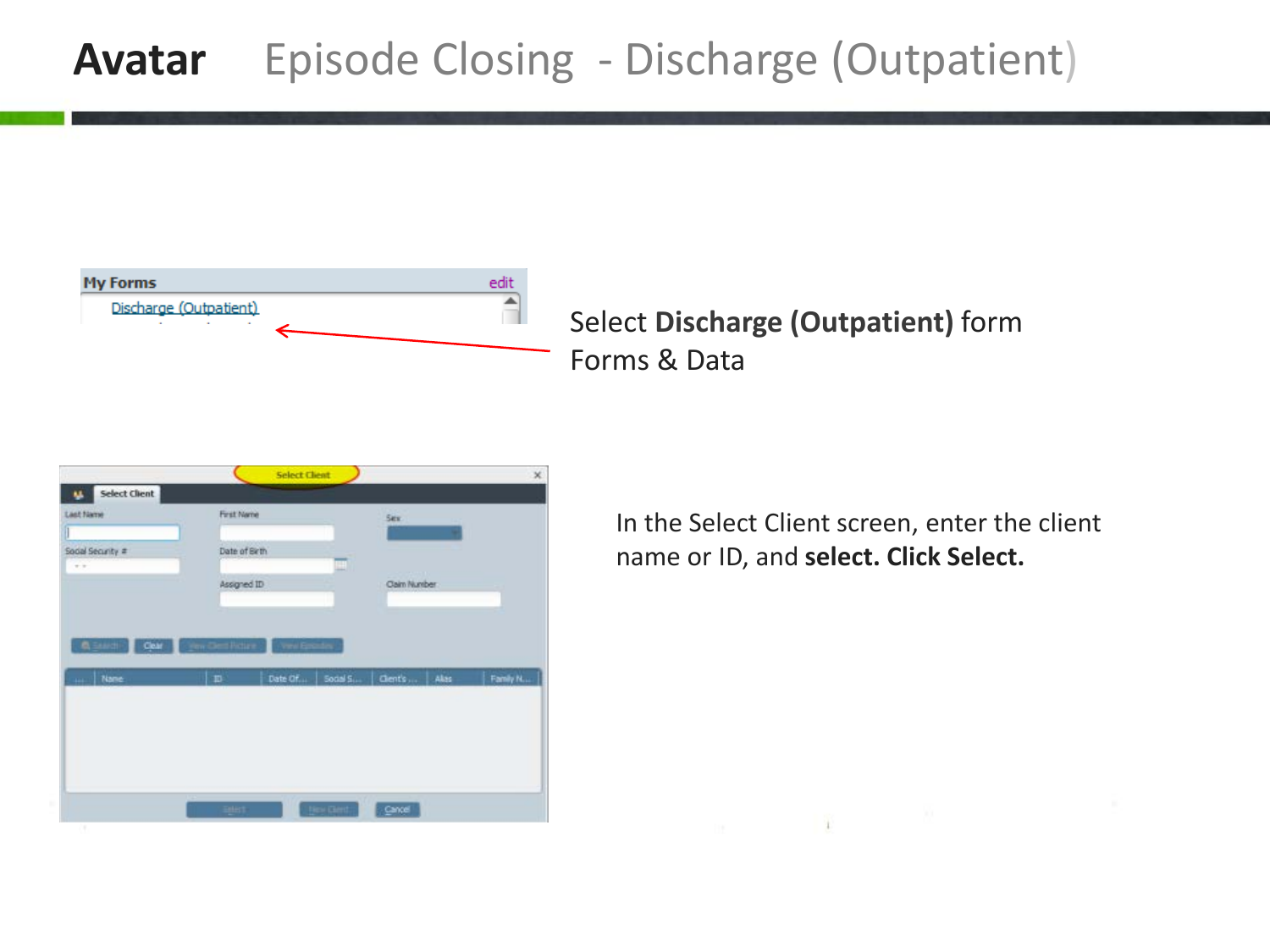# Avatar Episode Closing - Discharge (Outpatient)

Select **Discharge (Outpatient)** form
Forms & Data

In the Select Client screen, enter the client name or ID, and **select. Click Select.**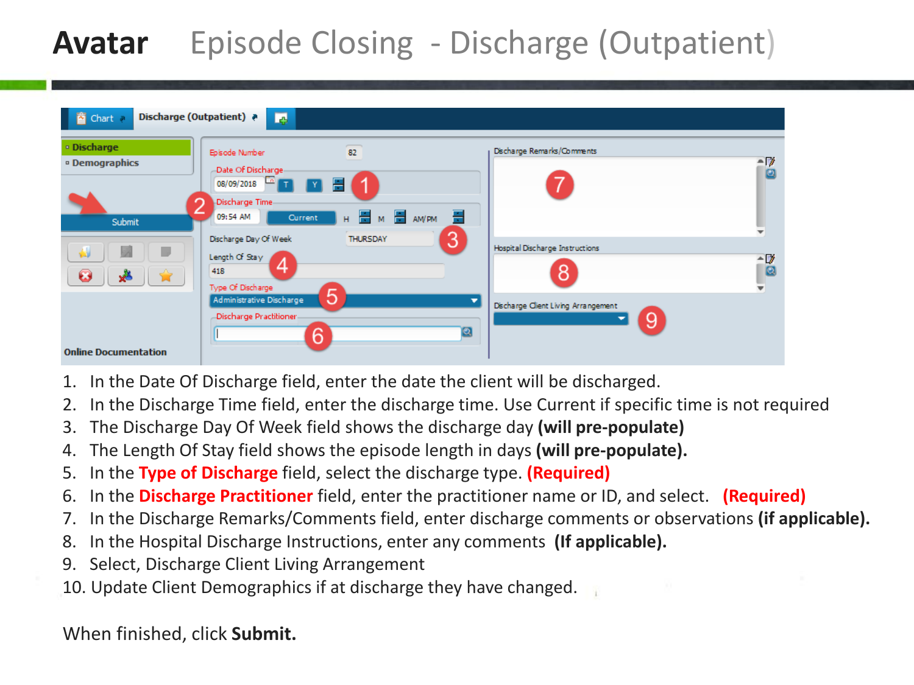# Avatar Episode Closing - Discharge (Outpatient)

1. In the Date Of Discharge field, enter the date the client will be discharged.
2. In the Discharge Time field, enter the discharge time. Use Current if specific time is not required
3. The Discharge Day Of Week field shows the discharge day **(will pre-populate)**
4. The Length Of Stay field shows the episode length in days **(will pre-populate).**
5. In the **Type of Discharge** field, select the discharge type. **(Required)**
6. In the **Discharge Practitioner** field, enter the practitioner name or ID, and select. **(Required)**
7. In the Discharge Remarks/Comments field, enter discharge comments or observations **(if applicable).**
8. In the Hospital Discharge Instructions, enter any comments **(If applicable).**
9. Select, Discharge Client Living Arrangement
10. Update Client Demographics if at discharge they have changed.

When finished, click **Submit.**